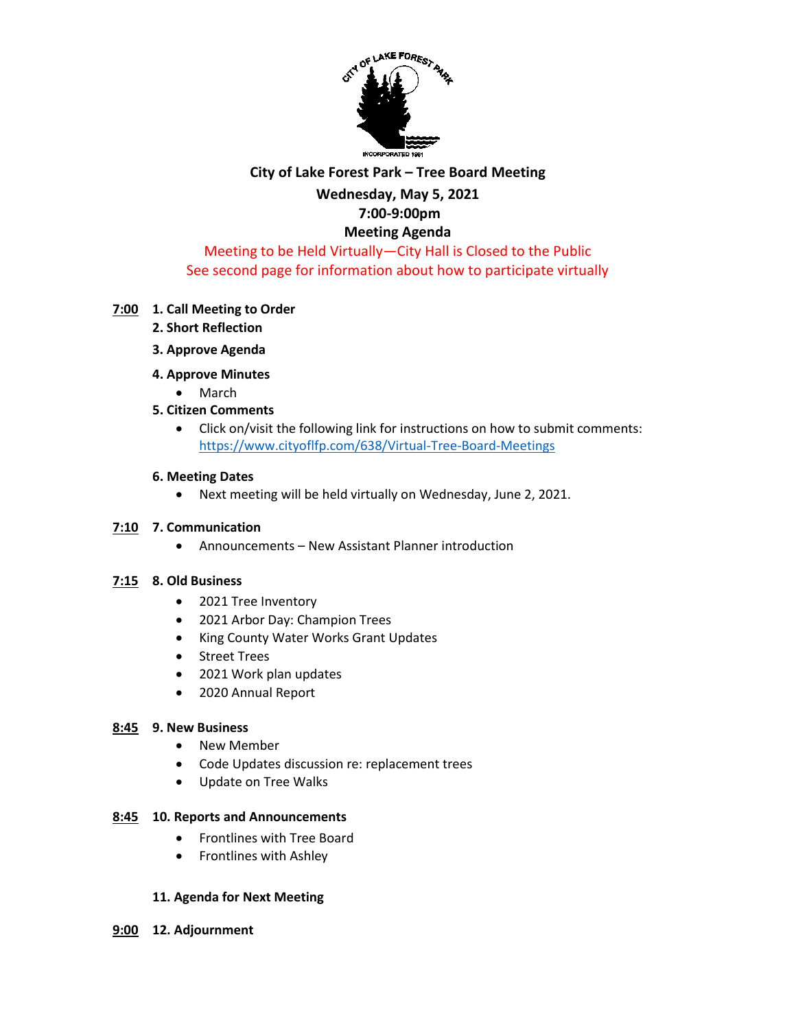# City of Lake Forest Park – Tree Board Meeting

**Wednesday, May 5, 2021**

**7:00-9:00pm**

**Meeting Agenda**

Meeting to be Held Virtually—City Hall is Closed to the Public

See second page for information about how to participate virtually

**7:00** **1. Call Meeting to Order**

**2. Short Reflection**

**3. Approve Agenda**

**4. Approve Minutes**

- March

**5. Citizen Comments**

- Click on/visit the following link for instructions on how to submit comments: https://www.cityoflfp.com/638/Virtual-Tree-Board-Meetings

**6. Meeting Dates**

- Next meeting will be held virtually on Wednesday, June 2, 2021.

**7:10** **7. Communication**

- Announcements – New Assistant Planner introduction

**7:15** **8. Old Business**

- 2021 Tree Inventory
- 2021 Arbor Day: Champion Trees
- King County Water Works Grant Updates
- Street Trees
- 2021 Work plan updates
- 2020 Annual Report

**8:45** **9. New Business**

- New Member
- Code Updates discussion re: replacement trees
- Update on Tree Walks

**8:45** **10. Reports and Announcements**

- Frontlines with Tree Board
- Frontlines with Ashley

**11. Agenda for Next Meeting**

**9:00** **12. Adjournment**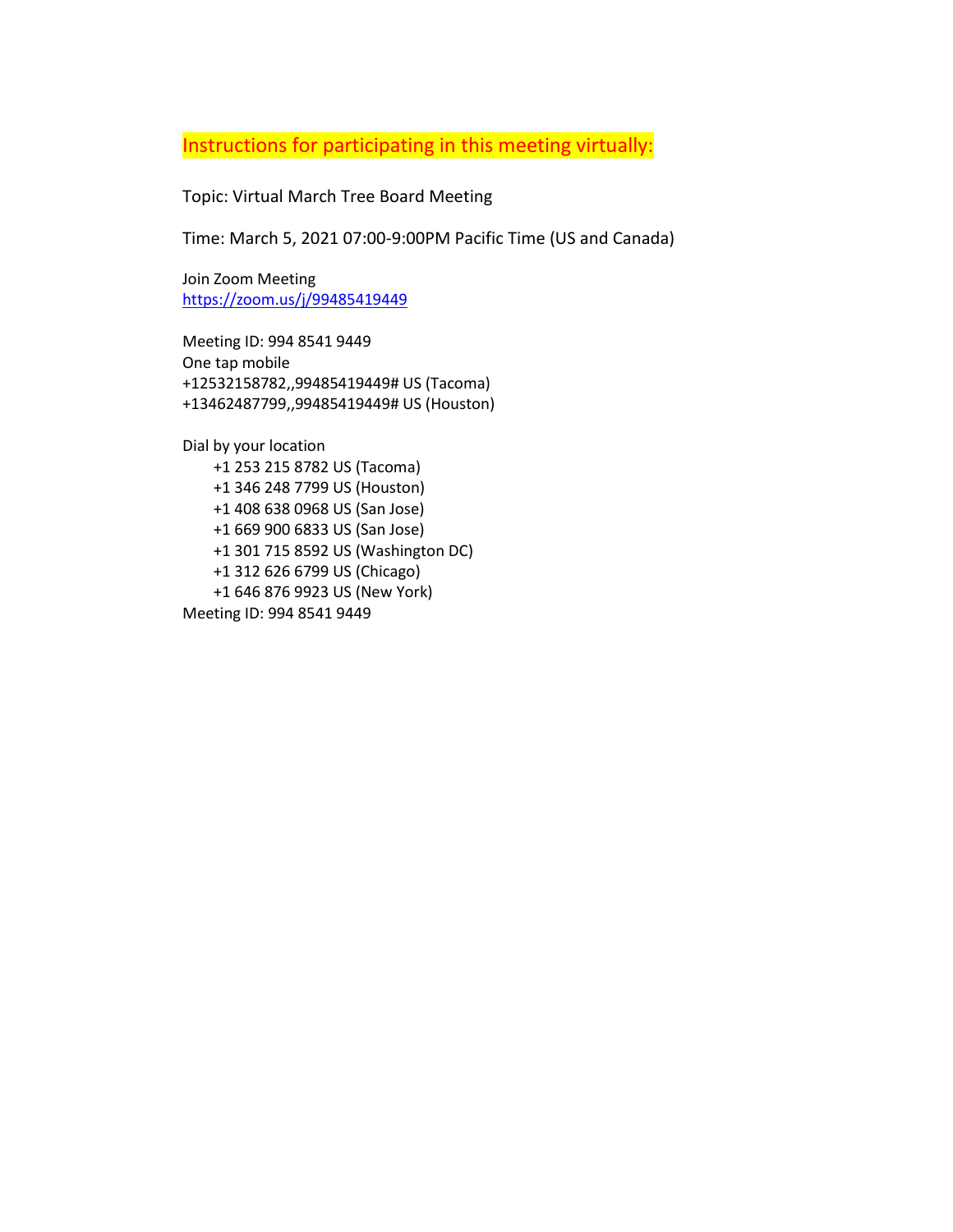## Instructions for participating in this meeting virtually:

Topic: Virtual March Tree Board Meeting

Time: March 5, 2021 07:00-9:00PM Pacific Time (US and Canada)

Join Zoom Meeting
https://zoom.us/j/99485419449

Meeting ID: 994 8541 9449
One tap mobile
+12532158782,,99485419449# US (Tacoma)
+13462487799,,99485419449# US (Houston)

Dial by your location
- +1 253 215 8782 US (Tacoma)
- +1 346 248 7799 US (Houston)
- +1 408 638 0968 US (San Jose)
- +1 669 900 6833 US (San Jose)
- +1 301 715 8592 US (Washington DC)
- +1 312 626 6799 US (Chicago)
- +1 646 876 9923 US (New York)

Meeting ID: 994 8541 9449